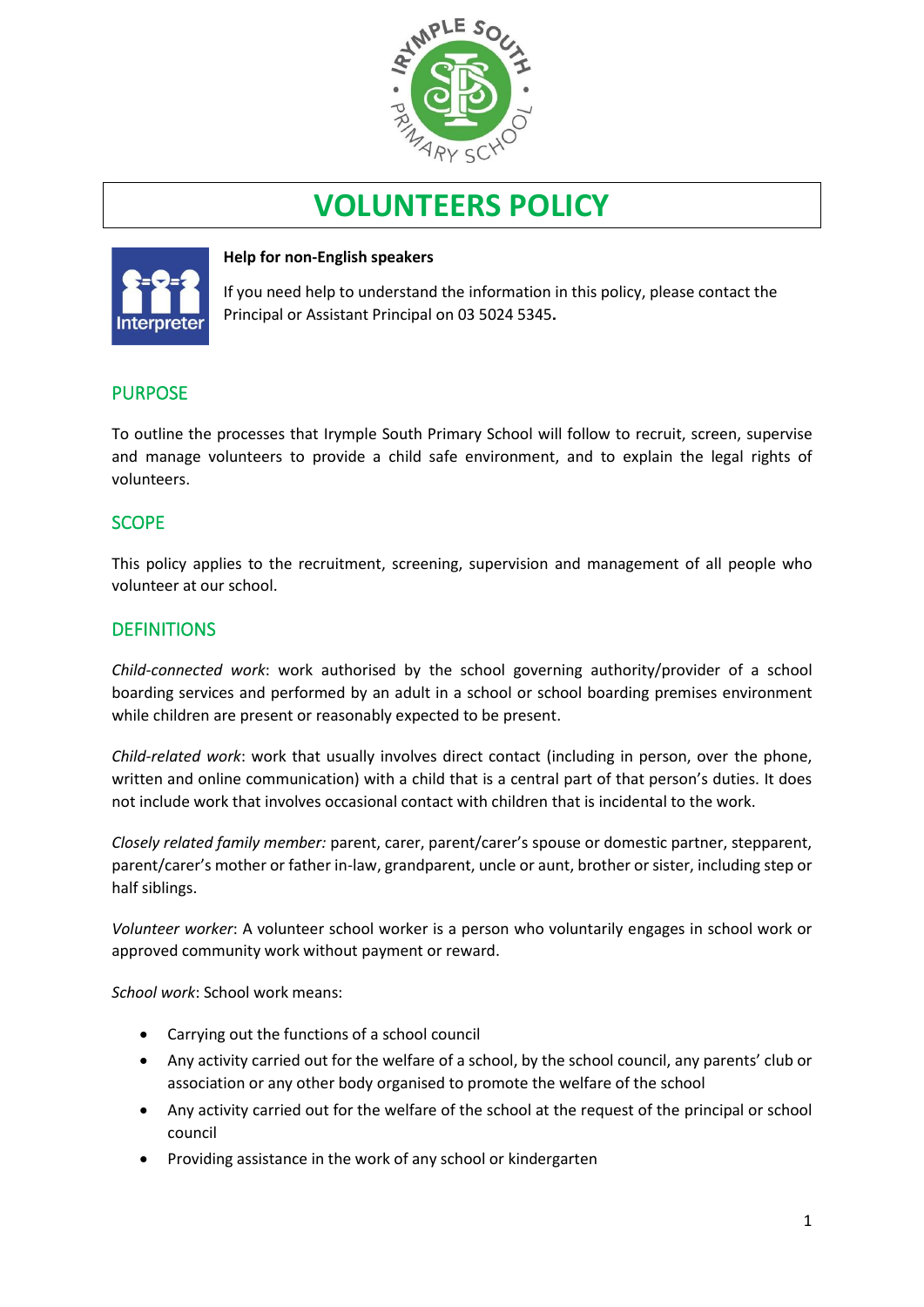# VOLUNTEERS POLICY

**Help for non-English speakers**

If you need help to understand the information in this policy, please contact the Principal or Assistant Principal on 03 5024 5345**.**

## PURPOSE

To outline the processes that Irymple South Primary School will follow to recruit, screen, supervise and manage volunteers to provide a child safe environment, and to explain the legal rights of volunteers.

## SCOPE

This policy applies to the recruitment, screening, supervision and management of all people who volunteer at our school.

## DEFINITIONS

*Child-connected work*: work authorised by the school governing authority/provider of a school boarding services and performed by an adult in a school or school boarding premises environment while children are present or reasonably expected to be present.

*Child-related work*: work that usually involves direct contact (including in person, over the phone, written and online communication) with a child that is a central part of that person's duties. It does not include work that involves occasional contact with children that is incidental to the work.

*Closely related family member:* parent, carer, parent/carer's spouse or domestic partner, stepparent, parent/carer's mother or father in-law, grandparent, uncle or aunt, brother or sister, including step or half siblings.

*Volunteer worker*: A volunteer school worker is a person who voluntarily engages in school work or approved community work without payment or reward.

*School work*: School work means:

- Carrying out the functions of a school council
- Any activity carried out for the welfare of a school, by the school council, any parents' club or association or any other body organised to promote the welfare of the school
- Any activity carried out for the welfare of the school at the request of the principal or school council
- Providing assistance in the work of any school or kindergarten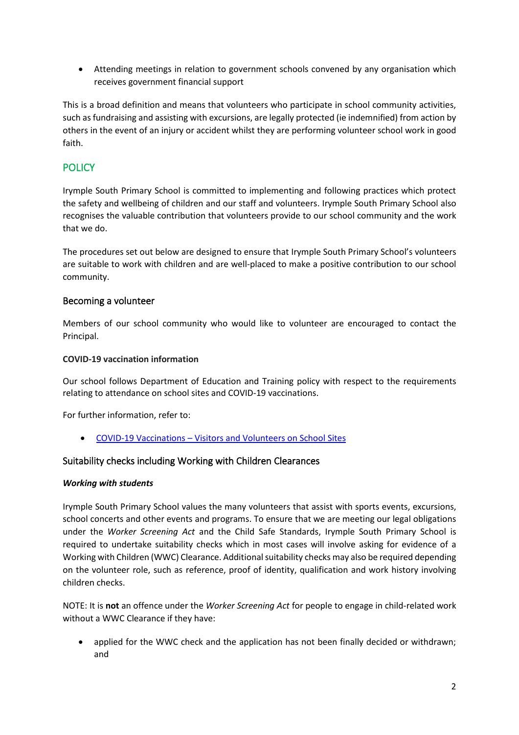- Attending meetings in relation to government schools convened by any organisation which receives government financial support

This is a broad definition and means that volunteers who participate in school community activities, such as fundraising and assisting with excursions, are legally protected (ie indemnified) from action by others in the event of an injury or accident whilst they are performing volunteer school work in good faith.

## POLICY

Irymple South Primary School is committed to implementing and following practices which protect the safety and wellbeing of children and our staff and volunteers. Irymple South Primary School also recognises the valuable contribution that volunteers provide to our school community and the work that we do.

The procedures set out below are designed to ensure that Irymple South Primary School's volunteers are suitable to work with children and are well-placed to make a positive contribution to our school community.

### Becoming a volunteer

Members of our school community who would like to volunteer are encouraged to contact the Principal.

**COVID-19 vaccination information**

Our school follows Department of Education and Training policy with respect to the requirements relating to attendance on school sites and COVID-19 vaccinations.

For further information, refer to:

- [COVID-19 Vaccinations – Visitors and Volunteers on School Sites]()

### Suitability checks including Working with Children Clearances

***Working with students***

Irymple South Primary School values the many volunteers that assist with sports events, excursions, school concerts and other events and programs. To ensure that we are meeting our legal obligations under the *Worker Screening Act* and the Child Safe Standards, Irymple South Primary School is required to undertake suitability checks which in most cases will involve asking for evidence of a Working with Children (WWC) Clearance. Additional suitability checks may also be required depending on the volunteer role, such as reference, proof of identity, qualification and work history involving children checks.

NOTE: It is **not** an offence under the *Worker Screening Act* for people to engage in child-related work without a WWC Clearance if they have:

- applied for the WWC check and the application has not been finally decided or withdrawn; and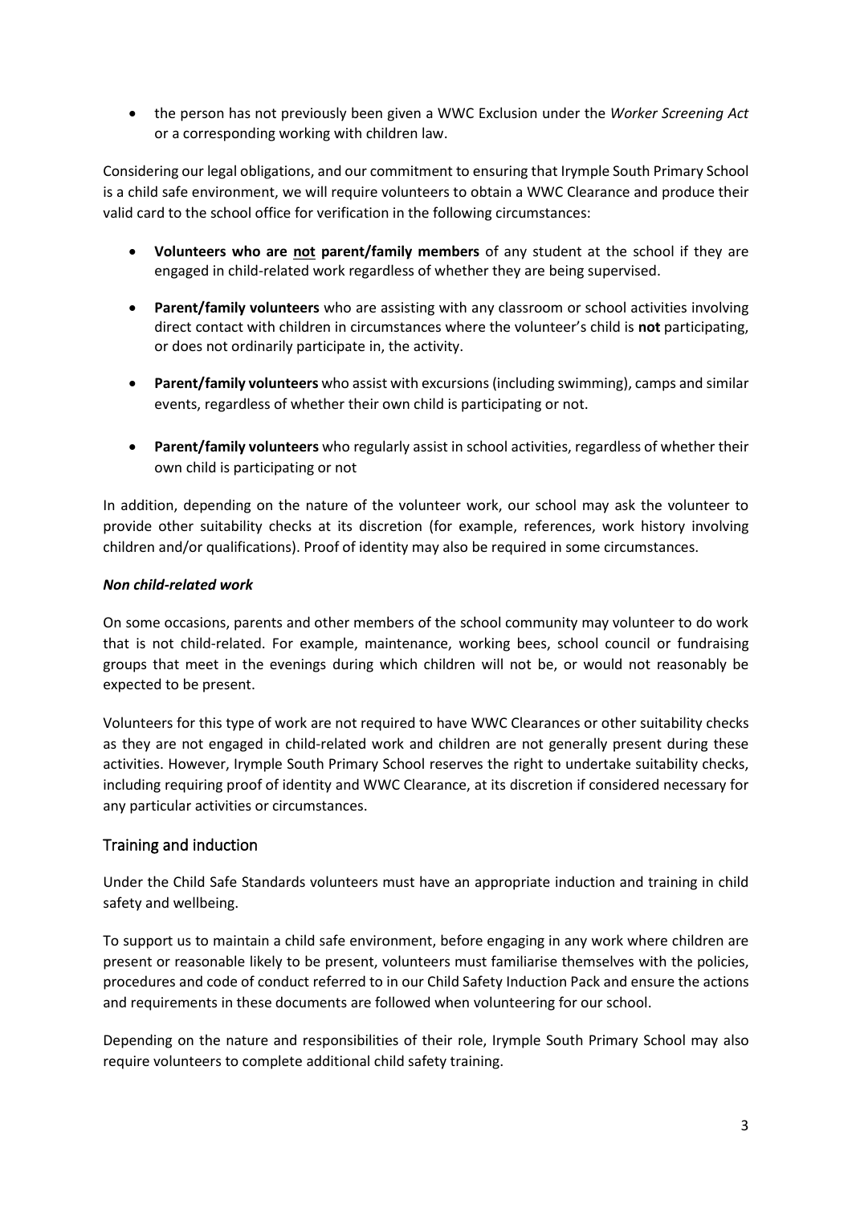- the person has not previously been given a WWC Exclusion under the *Worker Screening Act* or a corresponding working with children law.

Considering our legal obligations, and our commitment to ensuring that Irymple South Primary School is a child safe environment, we will require volunteers to obtain a WWC Clearance and produce their valid card to the school office for verification in the following circumstances:

- **Volunteers who are <u>not</u> parent/family members** of any student at the school if they are engaged in child-related work regardless of whether they are being supervised.
- **Parent/family volunteers** who are assisting with any classroom or school activities involving direct contact with children in circumstances where the volunteer's child is **not** participating, or does not ordinarily participate in, the activity.
- **Parent/family volunteers** who assist with excursions (including swimming), camps and similar events, regardless of whether their own child is participating or not.
- **Parent/family volunteers** who regularly assist in school activities, regardless of whether their own child is participating or not

In addition, depending on the nature of the volunteer work, our school may ask the volunteer to provide other suitability checks at its discretion (for example, references, work history involving children and/or qualifications). Proof of identity may also be required in some circumstances.

***Non child-related work***

On some occasions, parents and other members of the school community may volunteer to do work that is not child-related. For example, maintenance, working bees, school council or fundraising groups that meet in the evenings during which children will not be, or would not reasonably be expected to be present.

Volunteers for this type of work are not required to have WWC Clearances or other suitability checks as they are not engaged in child-related work and children are not generally present during these activities. However, Irymple South Primary School reserves the right to undertake suitability checks, including requiring proof of identity and WWC Clearance, at its discretion if considered necessary for any particular activities or circumstances.

## Training and induction

Under the Child Safe Standards volunteers must have an appropriate induction and training in child safety and wellbeing.

To support us to maintain a child safe environment, before engaging in any work where children are present or reasonable likely to be present, volunteers must familiarise themselves with the policies, procedures and code of conduct referred to in our Child Safety Induction Pack and ensure the actions and requirements in these documents are followed when volunteering for our school.

Depending on the nature and responsibilities of their role, Irymple South Primary School may also require volunteers to complete additional child safety training.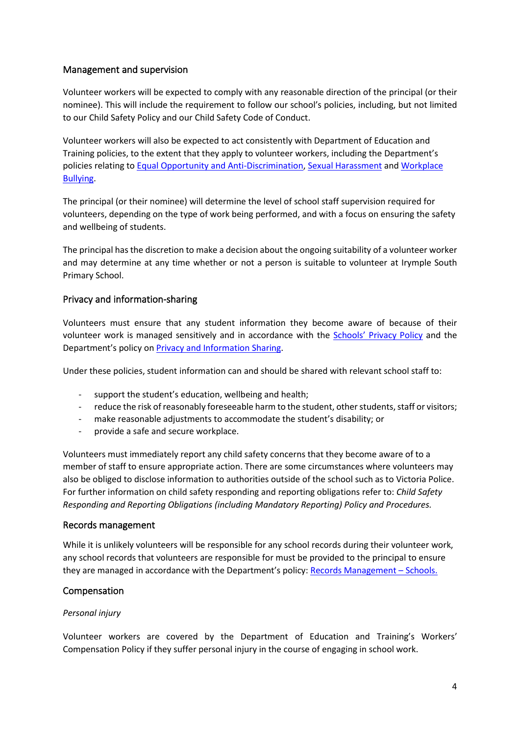## Management and supervision

Volunteer workers will be expected to comply with any reasonable direction of the principal (or their nominee). This will include the requirement to follow our school's policies, including, but not limited to our Child Safety Policy and our Child Safety Code of Conduct.

Volunteer workers will also be expected to act consistently with Department of Education and Training policies, to the extent that they apply to volunteer workers, including the Department's policies relating to Equal Opportunity and Anti-Discrimination, Sexual Harassment and Workplace Bullying.

The principal (or their nominee) will determine the level of school staff supervision required for volunteers, depending on the type of work being performed, and with a focus on ensuring the safety and wellbeing of students.

The principal has the discretion to make a decision about the ongoing suitability of a volunteer worker and may determine at any time whether or not a person is suitable to volunteer at Irymple South Primary School.

## Privacy and information-sharing

Volunteers must ensure that any student information they become aware of because of their volunteer work is managed sensitively and in accordance with the Schools' Privacy Policy and the Department's policy on Privacy and Information Sharing.

Under these policies, student information can and should be shared with relevant school staff to:

- support the student's education, wellbeing and health;
- reduce the risk of reasonably foreseeable harm to the student, other students, staff or visitors;
- make reasonable adjustments to accommodate the student's disability; or
- provide a safe and secure workplace.

Volunteers must immediately report any child safety concerns that they become aware of to a member of staff to ensure appropriate action. There are some circumstances where volunteers may also be obliged to disclose information to authorities outside of the school such as to Victoria Police. For further information on child safety responding and reporting obligations refer to: *Child Safety Responding and Reporting Obligations (including Mandatory Reporting) Policy and Procedures.*

## Records management

While it is unlikely volunteers will be responsible for any school records during their volunteer work, any school records that volunteers are responsible for must be provided to the principal to ensure they are managed in accordance with the Department's policy: Records Management – Schools.

## Compensation

*Personal injury*

Volunteer workers are covered by the Department of Education and Training's Workers' Compensation Policy if they suffer personal injury in the course of engaging in school work.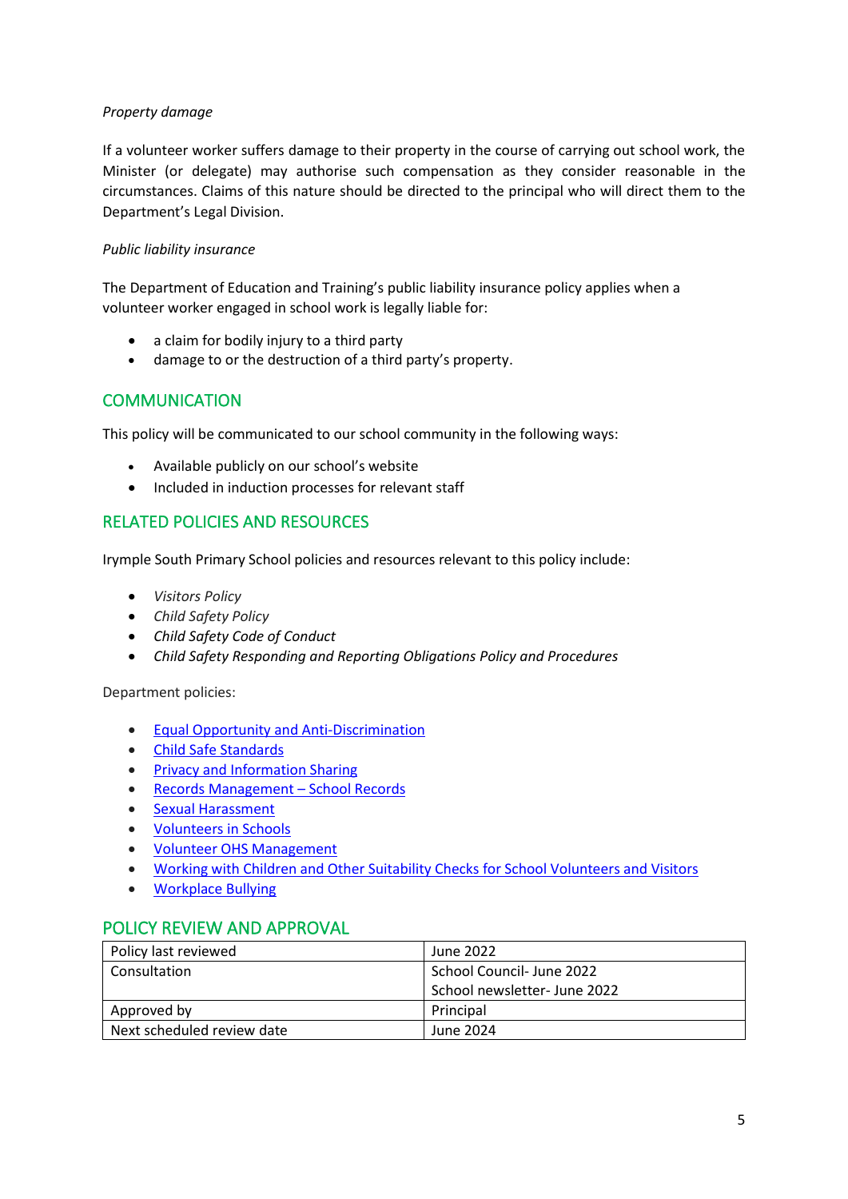*Property damage*

If a volunteer worker suffers damage to their property in the course of carrying out school work, the Minister (or delegate) may authorise such compensation as they consider reasonable in the circumstances. Claims of this nature should be directed to the principal who will direct them to the Department's Legal Division.

*Public liability insurance*

The Department of Education and Training's public liability insurance policy applies when a volunteer worker engaged in school work is legally liable for:

- a claim for bodily injury to a third party
- damage to or the destruction of a third party's property.

## COMMUNICATION

This policy will be communicated to our school community in the following ways:

- Available publicly on our school's website
- Included in induction processes for relevant staff

## RELATED POLICIES AND RESOURCES

Irymple South Primary School policies and resources relevant to this policy include:

- *Visitors Policy*
- *Child Safety Policy*
- *Child Safety Code of Conduct*
- *Child Safety Responding and Reporting Obligations Policy and Procedures*

Department policies:

- Equal Opportunity and Anti-Discrimination
- Child Safe Standards
- Privacy and Information Sharing
- Records Management – School Records
- Sexual Harassment
- Volunteers in Schools
- Volunteer OHS Management
- Working with Children and Other Suitability Checks for School Volunteers and Visitors
- Workplace Bullying

## POLICY REVIEW AND APPROVAL

| | |
|---|---|
| Policy last reviewed | June 2022 |
| Consultation | School Council- June 2022<br>School newsletter- June 2022 |
| Approved by | Principal |
| Next scheduled review date | June 2024 |